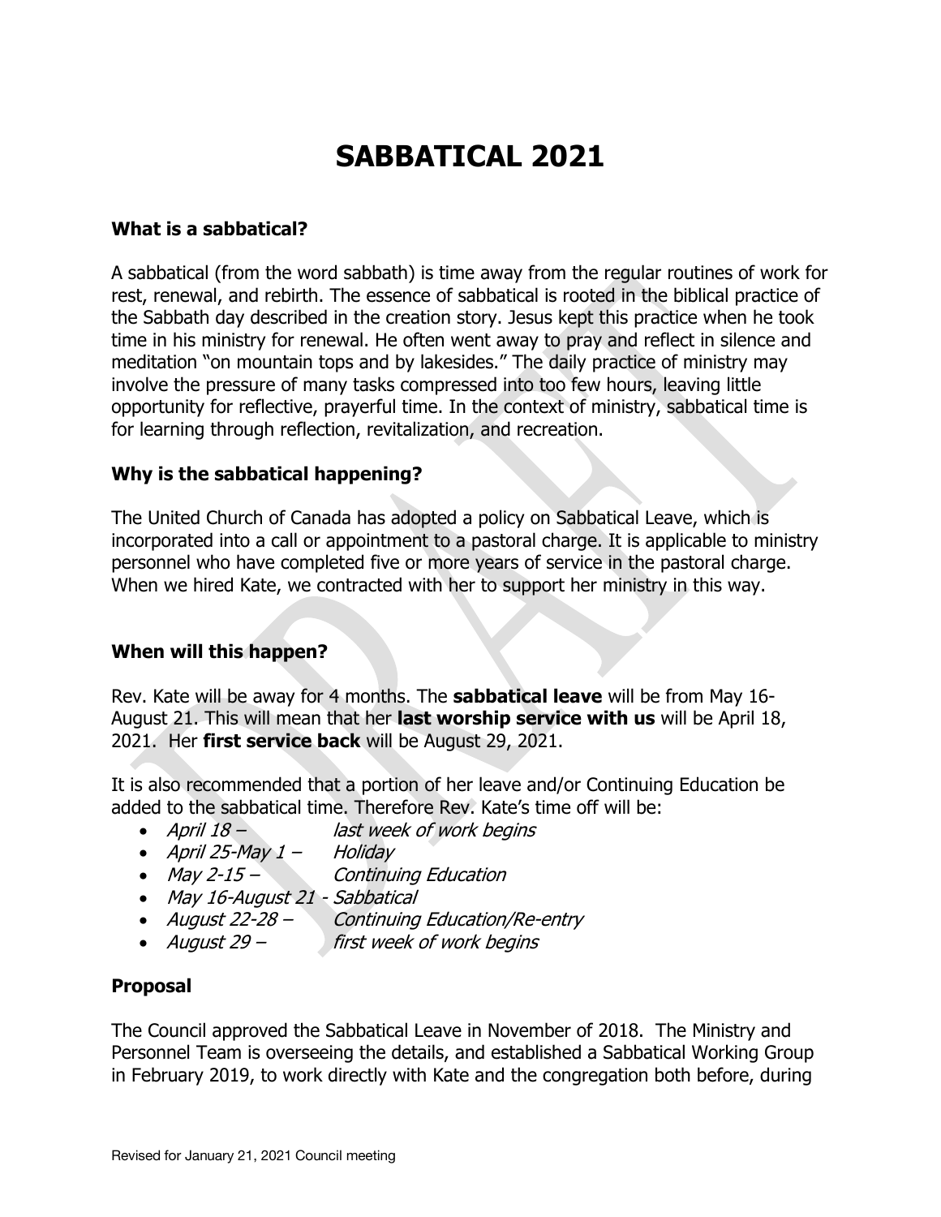# SABBATICAL 2021

### What is a sabbatical?

A sabbatical (from the word sabbath) is time away from the regular routines of work for rest, renewal, and rebirth. The essence of sabbatical is rooted in the biblical practice of the Sabbath day described in the creation story. Jesus kept this practice when he took time in his ministry for renewal. He often went away to pray and reflect in silence and meditation "on mountain tops and by lakesides." The daily practice of ministry may involve the pressure of many tasks compressed into too few hours, leaving little opportunity for reflective, prayerful time. In the context of ministry, sabbatical time is for learning through reflection, revitalization, and recreation.

### Why is the sabbatical happening?

The United Church of Canada has adopted a policy on Sabbatical Leave, which is incorporated into a call or appointment to a pastoral charge. It is applicable to ministry personnel who have completed five or more years of service in the pastoral charge. When we hired Kate, we contracted with her to support her ministry in this way.

### When will this happen?

Rev. Kate will be away for 4 months. The **sabbatical leave** will be from May 16-August 21. This will mean that her **last worship service with us** will be April 18, 2021. Her **first service back** will be August 29, 2021.

It is also recommended that a portion of her leave and/or Continuing Education be added to the sabbatical time. Therefore Rev. Kate's time off will be:

- *April 18 – last week of work begins*
- *April 25-May 1 – Holiday*
- *May 2-15 – Continuing Education*
- *May 16-August 21 - Sabbatical*
- *August 22-28 – Continuing Education/Re-entry*
- *August 29 – first week of work begins*

### Proposal

The Council approved the Sabbatical Leave in November of 2018. The Ministry and Personnel Team is overseeing the details, and established a Sabbatical Working Group in February 2019, to work directly with Kate and the congregation both before, during

Revised for January 21, 2021 Council meeting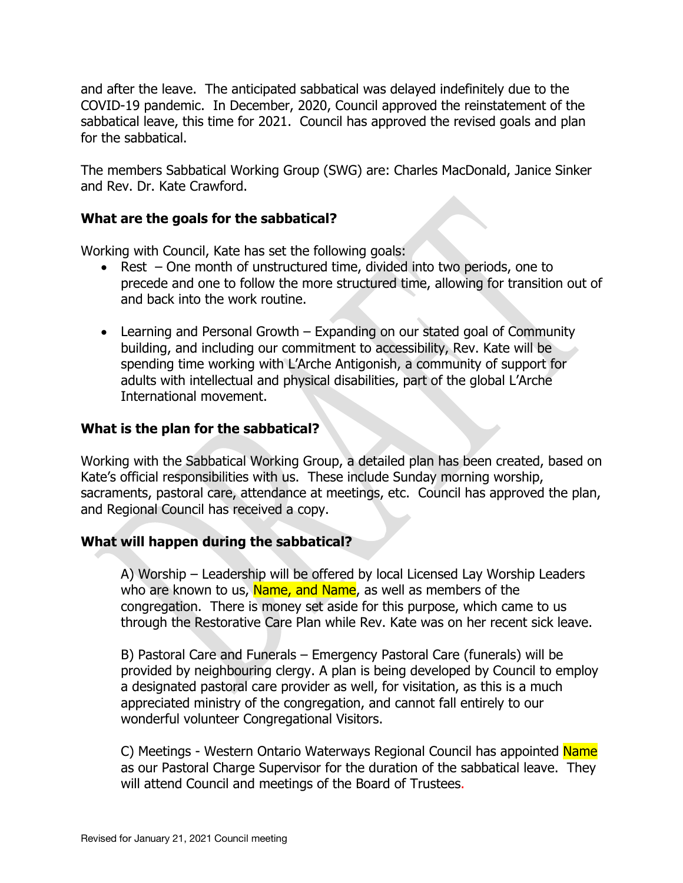and after the leave. The anticipated sabbatical was delayed indefinitely due to the COVID-19 pandemic. In December, 2020, Council approved the reinstatement of the sabbatical leave, this time for 2021. Council has approved the revised goals and plan for the sabbatical.

The members Sabbatical Working Group (SWG) are: Charles MacDonald, Janice Sinker and Rev. Dr. Kate Crawford.

### What are the goals for the sabbatical?

Working with Council, Kate has set the following goals:

- Rest – One month of unstructured time, divided into two periods, one to precede and one to follow the more structured time, allowing for transition out of and back into the work routine.
- Learning and Personal Growth – Expanding on our stated goal of Community building, and including our commitment to accessibility, Rev. Kate will be spending time working with L'Arche Antigonish, a community of support for adults with intellectual and physical disabilities, part of the global L'Arche International movement.

### What is the plan for the sabbatical?

Working with the Sabbatical Working Group, a detailed plan has been created, based on Kate's official responsibilities with us. These include Sunday morning worship, sacraments, pastoral care, attendance at meetings, etc. Council has approved the plan, and Regional Council has received a copy.

### What will happen during the sabbatical?

A) Worship – Leadership will be offered by local Licensed Lay Worship Leaders who are known to us, Name, and Name, as well as members of the congregation. There is money set aside for this purpose, which came to us through the Restorative Care Plan while Rev. Kate was on her recent sick leave.

B) Pastoral Care and Funerals – Emergency Pastoral Care (funerals) will be provided by neighbouring clergy. A plan is being developed by Council to employ a designated pastoral care provider as well, for visitation, as this is a much appreciated ministry of the congregation, and cannot fall entirely to our wonderful volunteer Congregational Visitors.

C) Meetings - Western Ontario Waterways Regional Council has appointed Name as our Pastoral Charge Supervisor for the duration of the sabbatical leave. They will attend Council and meetings of the Board of Trustees.

Revised for January 21, 2021 Council meeting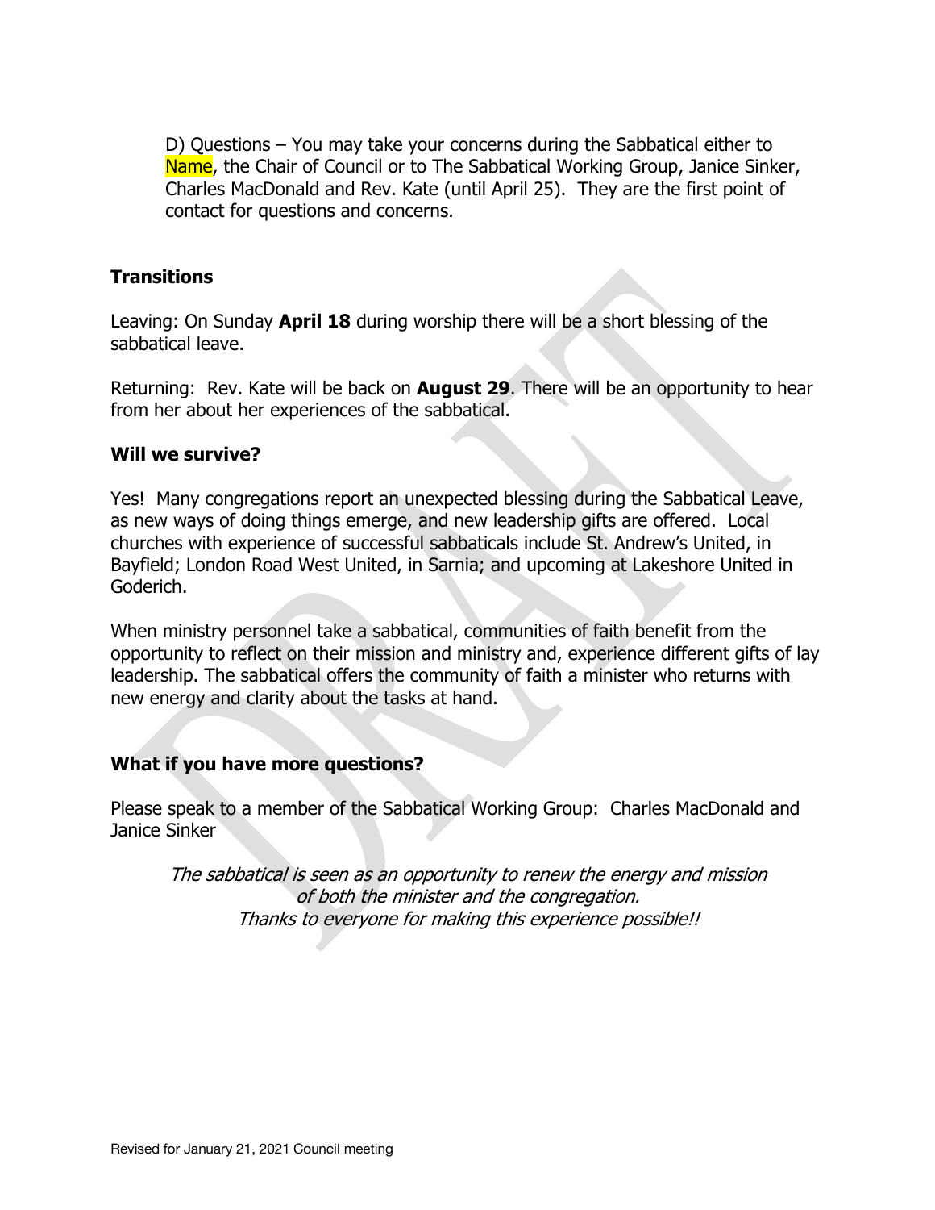D) Questions – You may take your concerns during the Sabbatical either to Name, the Chair of Council or to The Sabbatical Working Group, Janice Sinker, Charles MacDonald and Rev. Kate (until April 25). They are the first point of contact for questions and concerns.

## Transitions

Leaving: On Sunday **April 18** during worship there will be a short blessing of the sabbatical leave.

Returning: Rev. Kate will be back on **August 29**. There will be an opportunity to hear from her about her experiences of the sabbatical.

## Will we survive?

Yes! Many congregations report an unexpected blessing during the Sabbatical Leave, as new ways of doing things emerge, and new leadership gifts are offered. Local churches with experience of successful sabbaticals include St. Andrew's United, in Bayfield; London Road West United, in Sarnia; and upcoming at Lakeshore United in Goderich.

When ministry personnel take a sabbatical, communities of faith benefit from the opportunity to reflect on their mission and ministry and, experience different gifts of lay leadership. The sabbatical offers the community of faith a minister who returns with new energy and clarity about the tasks at hand.

## What if you have more questions?

Please speak to a member of the Sabbatical Working Group: Charles MacDonald and Janice Sinker

*The sabbatical is seen as an opportunity to renew the energy and mission of both the minister and the congregation.*
*Thanks to everyone for making this experience possible!!*

Revised for January 21, 2021 Council meeting